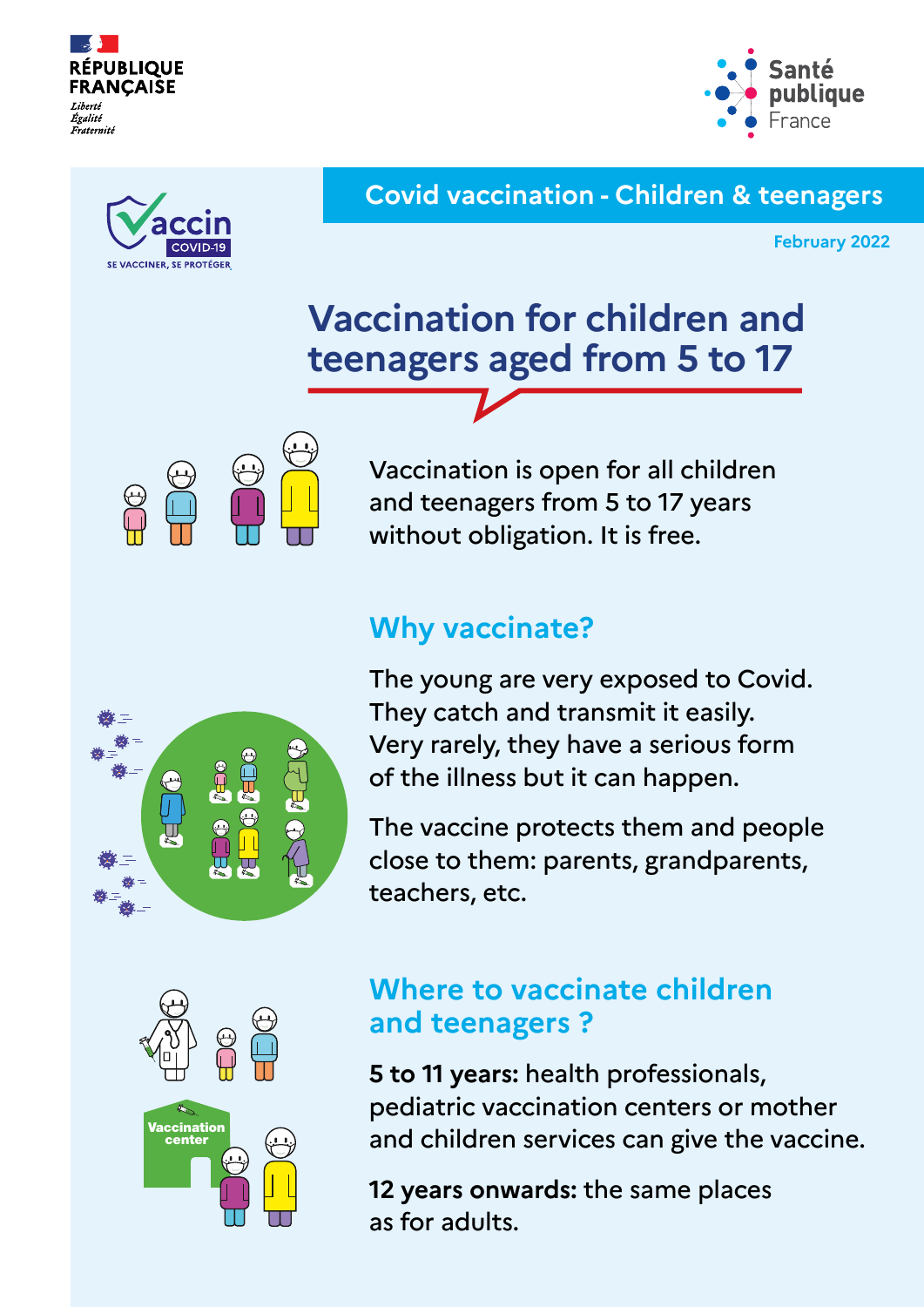RÉPUBLIQUE FRANÇAISE

*Liberté*
*Égalité*
*Fraternité*

Santé publique France

Vaccin COVID-19
SE VACCINER, SE PROTÉGER

**Covid vaccination - Children & teenagers**

February 2022

# Vaccination for children and teenagers aged from 5 to 17

Vaccination is open for all children and teenagers from 5 to 17 years without obligation. It is free.

## Why vaccinate?

The young are very exposed to Covid. They catch and transmit it easily. Very rarely, they have a serious form of the illness but it can happen.

The vaccine protects them and people close to them: parents, grandparents, teachers, etc.

## Where to vaccinate children and teenagers ?

**5 to 11 years:** health professionals, pediatric vaccination centers or mother and children services can give the vaccine.

**12 years onwards:** the same places as for adults.

Vaccination center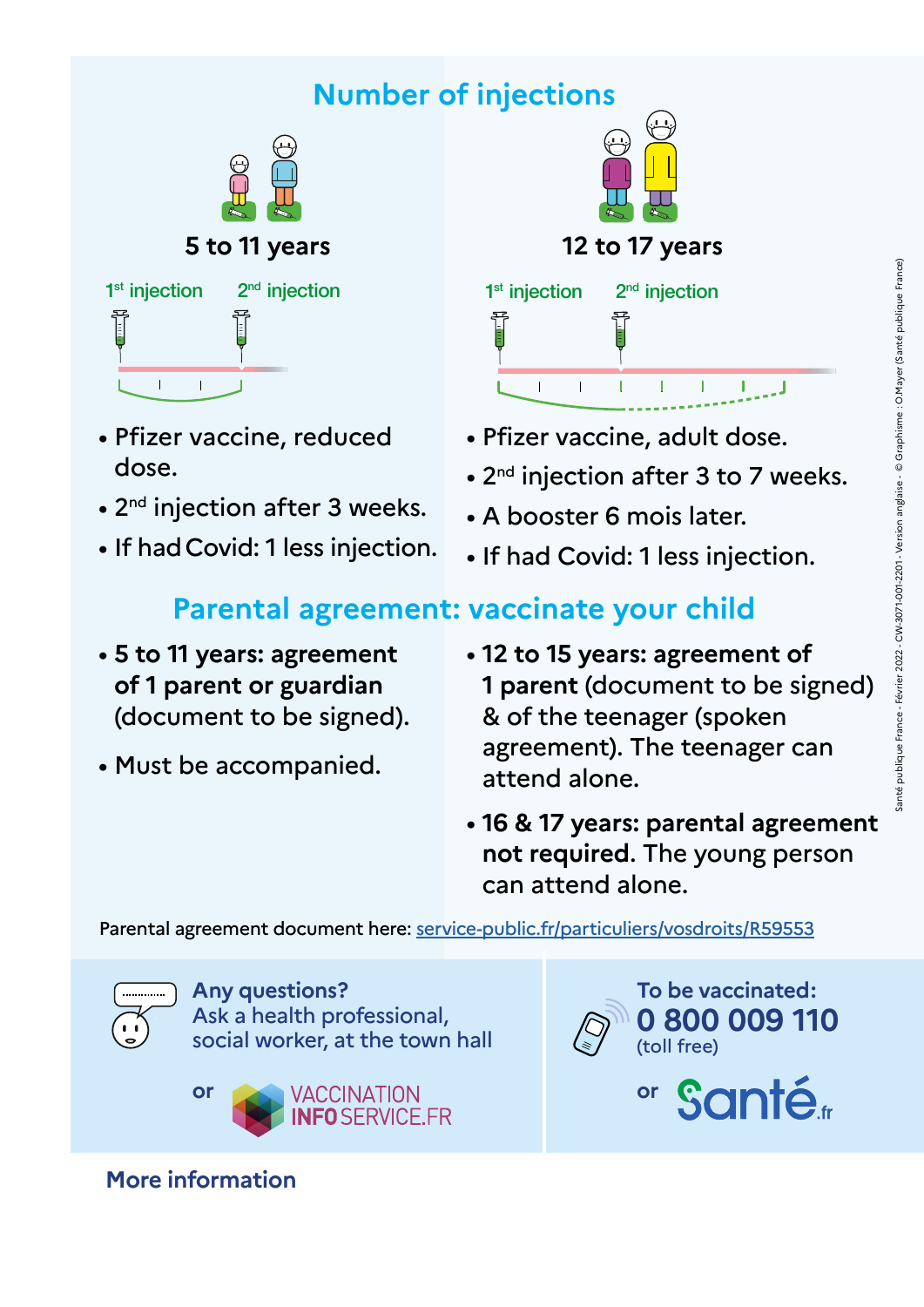## Number of injections

### 5 to 11 years

1st injection    2nd injection

- Pfizer vaccine, reduced dose.
- 2nd injection after 3 weeks.
- If had Covid: 1 less injection.

### 12 to 17 years

1st injection    2nd injection

- Pfizer vaccine, adult dose.
- 2nd injection after 3 to 7 weeks.
- A booster 6 mois later.
- If had Covid: 1 less injection.

## Parental agreement: vaccinate your child

- **5 to 11 years: agreement of 1 parent or guardian** (document to be signed).
- Must be accompanied.

- **12 to 15 years: agreement of 1 parent** (document to be signed) & of the teenager (spoken agreement). The teenager can attend alone.
- **16 & 17 years: parental agreement not required.** The young person can attend alone.

Parental agreement document here: service-public.fr/particuliers/vosdroits/R59553

**Any questions?**
Ask a health professional, social worker, at the town hall

or VACCINATION INFO SERVICE.FR

**To be vaccinated:**
**0 800 009 110**
(toll free)

or Santé.fr

**More information**

Santé publique France - Février 2022 - CW-3071-001-2201 - Version anglaise - © Graphisme : O.Mayer (Santé publique France)